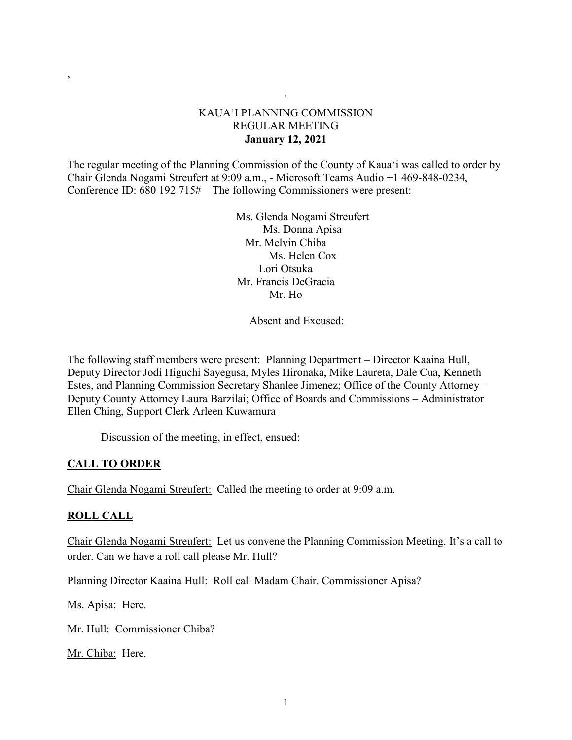# KAUA'I PLANNING COMMISSION
## REGULAR MEETING
**January 12, 2021**

The regular meeting of the Planning Commission of the County of Kaua'i was called to order by Chair Glenda Nogami Streufert at 9:09 a.m., - Microsoft Teams Audio +1 469-848-0234, Conference ID: 680 192 715# The following Commissioners were present:

Ms. Glenda Nogami Streufert
Ms. Donna Apisa
Mr. Melvin Chiba
Ms. Helen Cox
Lori Otsuka
Mr. Francis DeGracia
Mr. Ho

Absent and Excused:

The following staff members were present: Planning Department – Director Kaaina Hull, Deputy Director Jodi Higuchi Sayegusa, Myles Hironaka, Mike Laureta, Dale Cua, Kenneth Estes, and Planning Commission Secretary Shanlee Jimenez; Office of the County Attorney – Deputy County Attorney Laura Barzilai; Office of Boards and Commissions – Administrator Ellen Ching, Support Clerk Arleen Kuwamura

Discussion of the meeting, in effect, ensued:

## CALL TO ORDER

Chair Glenda Nogami Streufert: Called the meeting to order at 9:09 a.m.

## ROLL CALL

Chair Glenda Nogami Streufert: Let us convene the Planning Commission Meeting. It's a call to order. Can we have a roll call please Mr. Hull?

Planning Director Kaaina Hull: Roll call Madam Chair. Commissioner Apisa?

Ms. Apisa: Here.

Mr. Hull: Commissioner Chiba?

Mr. Chiba: Here.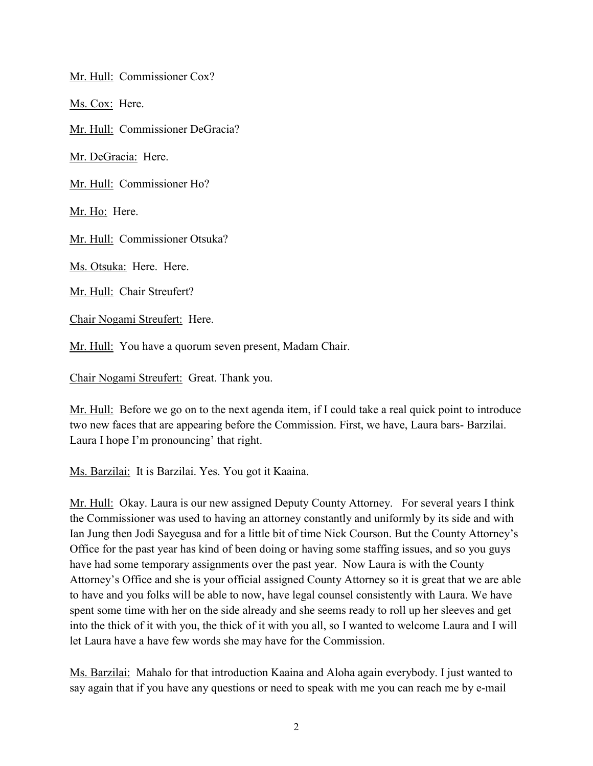Mr. Hull: Commissioner Cox?

Ms. Cox: Here.

Mr. Hull: Commissioner DeGracia?

Mr. DeGracia: Here.

Mr. Hull: Commissioner Ho?

Mr. Ho: Here.

Mr. Hull: Commissioner Otsuka?

Ms. Otsuka: Here. Here.

Mr. Hull: Chair Streufert?

Chair Nogami Streufert: Here.

Mr. Hull: You have a quorum seven present, Madam Chair.

Chair Nogami Streufert: Great. Thank you.

Mr. Hull: Before we go on to the next agenda item, if I could take a real quick point to introduce two new faces that are appearing before the Commission. First, we have, Laura bars- Barzilai. Laura I hope I'm pronouncing' that right.

Ms. Barzilai: It is Barzilai. Yes. You got it Kaaina.

Mr. Hull: Okay. Laura is our new assigned Deputy County Attorney. For several years I think the Commissioner was used to having an attorney constantly and uniformly by its side and with Ian Jung then Jodi Sayegusa and for a little bit of time Nick Courson. But the County Attorney's Office for the past year has kind of been doing or having some staffing issues, and so you guys have had some temporary assignments over the past year. Now Laura is with the County Attorney's Office and she is your official assigned County Attorney so it is great that we are able to have and you folks will be able to now, have legal counsel consistently with Laura. We have spent some time with her on the side already and she seems ready to roll up her sleeves and get into the thick of it with you, the thick of it with you all, so I wanted to welcome Laura and I will let Laura have a have few words she may have for the Commission.

Ms. Barzilai: Mahalo for that introduction Kaaina and Aloha again everybody. I just wanted to say again that if you have any questions or need to speak with me you can reach me by e-mail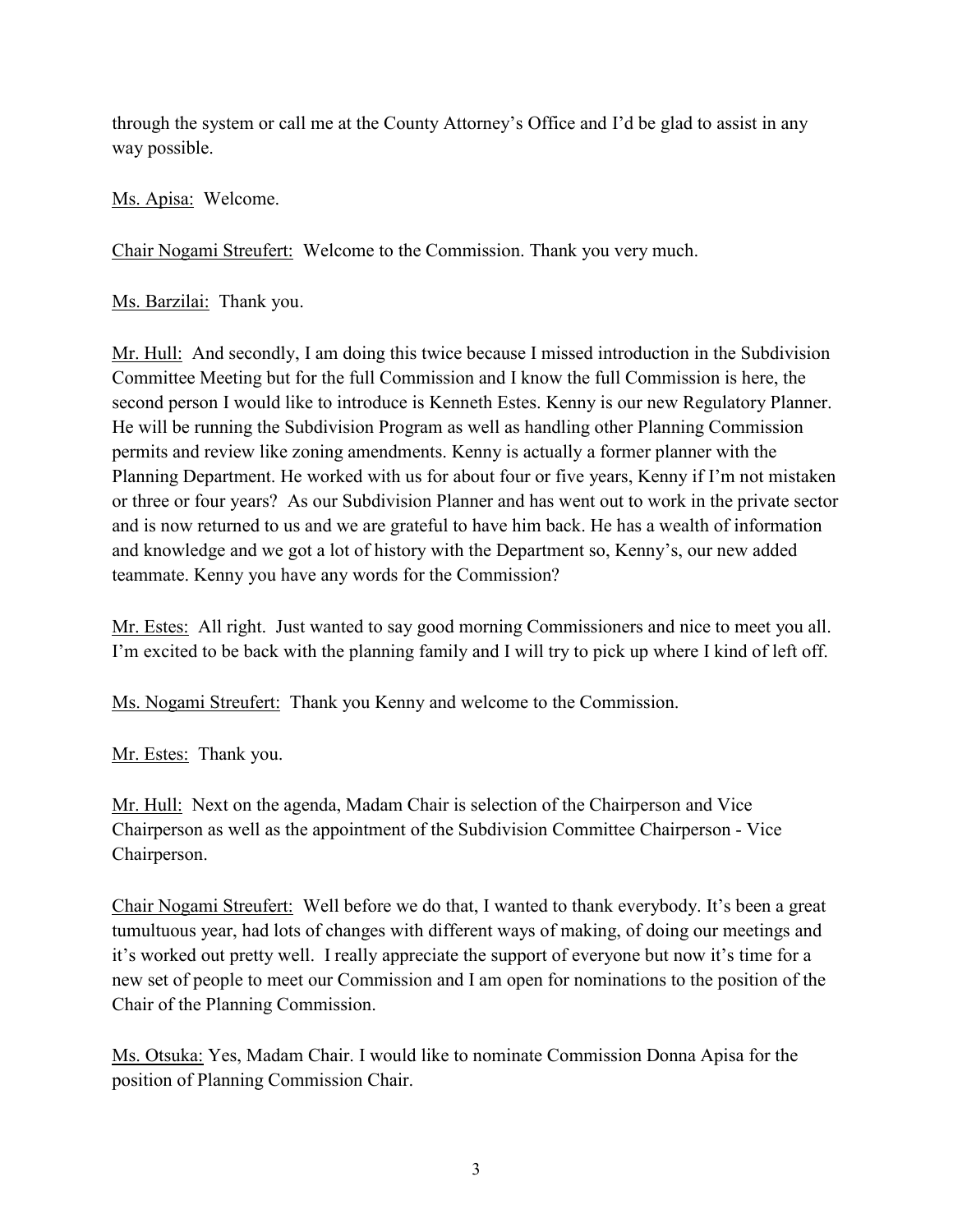through the system or call me at the County Attorney's Office and I'd be glad to assist in any way possible.

Ms. Apisa: Welcome.

Chair Nogami Streufert: Welcome to the Commission. Thank you very much.

Ms. Barzilai: Thank you.

Mr. Hull: And secondly, I am doing this twice because I missed introduction in the Subdivision Committee Meeting but for the full Commission and I know the full Commission is here, the second person I would like to introduce is Kenneth Estes. Kenny is our new Regulatory Planner. He will be running the Subdivision Program as well as handling other Planning Commission permits and review like zoning amendments. Kenny is actually a former planner with the Planning Department. He worked with us for about four or five years, Kenny if I'm not mistaken or three or four years? As our Subdivision Planner and has went out to work in the private sector and is now returned to us and we are grateful to have him back. He has a wealth of information and knowledge and we got a lot of history with the Department so, Kenny's, our new added teammate. Kenny you have any words for the Commission?

Mr. Estes: All right. Just wanted to say good morning Commissioners and nice to meet you all. I'm excited to be back with the planning family and I will try to pick up where I kind of left off.

Ms. Nogami Streufert: Thank you Kenny and welcome to the Commission.

Mr. Estes: Thank you.

Mr. Hull: Next on the agenda, Madam Chair is selection of the Chairperson and Vice Chairperson as well as the appointment of the Subdivision Committee Chairperson - Vice Chairperson.

Chair Nogami Streufert: Well before we do that, I wanted to thank everybody. It's been a great tumultuous year, had lots of changes with different ways of making, of doing our meetings and it's worked out pretty well. I really appreciate the support of everyone but now it's time for a new set of people to meet our Commission and I am open for nominations to the position of the Chair of the Planning Commission.

Ms. Otsuka: Yes, Madam Chair. I would like to nominate Commission Donna Apisa for the position of Planning Commission Chair.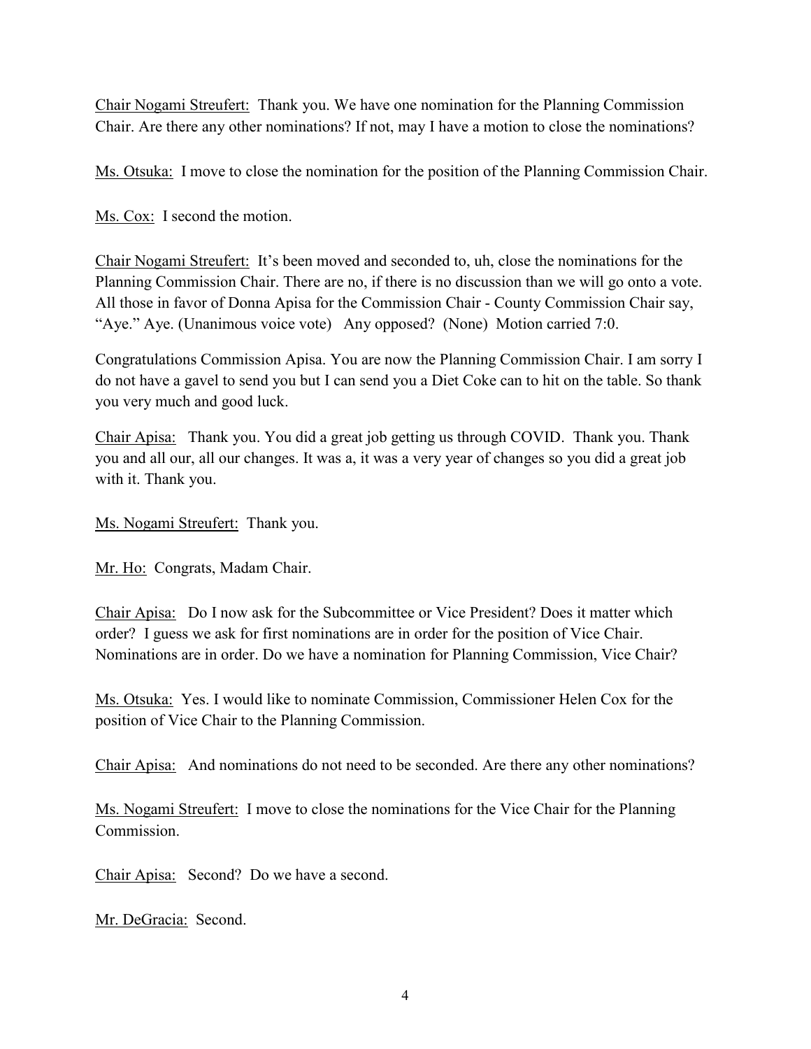Chair Nogami Streufert: Thank you. We have one nomination for the Planning Commission Chair. Are there any other nominations? If not, may I have a motion to close the nominations?

Ms. Otsuka: I move to close the nomination for the position of the Planning Commission Chair.

Ms. Cox: I second the motion.

Chair Nogami Streufert: It's been moved and seconded to, uh, close the nominations for the Planning Commission Chair. There are no, if there is no discussion than we will go onto a vote. All those in favor of Donna Apisa for the Commission Chair - County Commission Chair say, "Aye." Aye. (Unanimous voice vote) Any opposed? (None) Motion carried 7:0.

Congratulations Commission Apisa. You are now the Planning Commission Chair. I am sorry I do not have a gavel to send you but I can send you a Diet Coke can to hit on the table. So thank you very much and good luck.

Chair Apisa: Thank you. You did a great job getting us through COVID. Thank you. Thank you and all our, all our changes. It was a, it was a very year of changes so you did a great job with it. Thank you.

Ms. Nogami Streufert: Thank you.

Mr. Ho: Congrats, Madam Chair.

Chair Apisa: Do I now ask for the Subcommittee or Vice President? Does it matter which order? I guess we ask for first nominations are in order for the position of Vice Chair. Nominations are in order. Do we have a nomination for Planning Commission, Vice Chair?

Ms. Otsuka: Yes. I would like to nominate Commission, Commissioner Helen Cox for the position of Vice Chair to the Planning Commission.

Chair Apisa: And nominations do not need to be seconded. Are there any other nominations?

Ms. Nogami Streufert: I move to close the nominations for the Vice Chair for the Planning Commission.

Chair Apisa: Second? Do we have a second.

Mr. DeGracia: Second.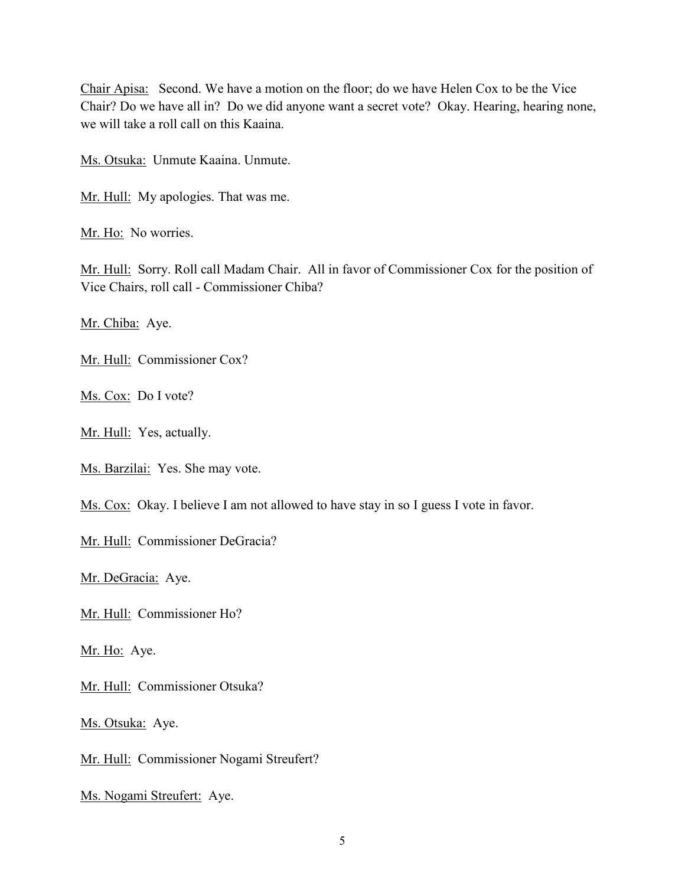Chair Apisa: Second. We have a motion on the floor; do we have Helen Cox to be the Vice Chair? Do we have all in? Do we did anyone want a secret vote? Okay. Hearing, hearing none, we will take a roll call on this Kaaina.

Ms. Otsuka: Unmute Kaaina. Unmute.

Mr. Hull: My apologies. That was me.

Mr. Ho: No worries.

Mr. Hull: Sorry. Roll call Madam Chair. All in favor of Commissioner Cox for the position of Vice Chairs, roll call - Commissioner Chiba?

Mr. Chiba: Aye.

Mr. Hull: Commissioner Cox?

Ms. Cox: Do I vote?

Mr. Hull: Yes, actually.

Ms. Barzilai: Yes. She may vote.

Ms. Cox: Okay. I believe I am not allowed to have stay in so I guess I vote in favor.

Mr. Hull: Commissioner DeGracia?

Mr. DeGracia: Aye.

Mr. Hull: Commissioner Ho?

Mr. Ho: Aye.

Mr. Hull: Commissioner Otsuka?

Ms. Otsuka: Aye.

Mr. Hull: Commissioner Nogami Streufert?

Ms. Nogami Streufert: Aye.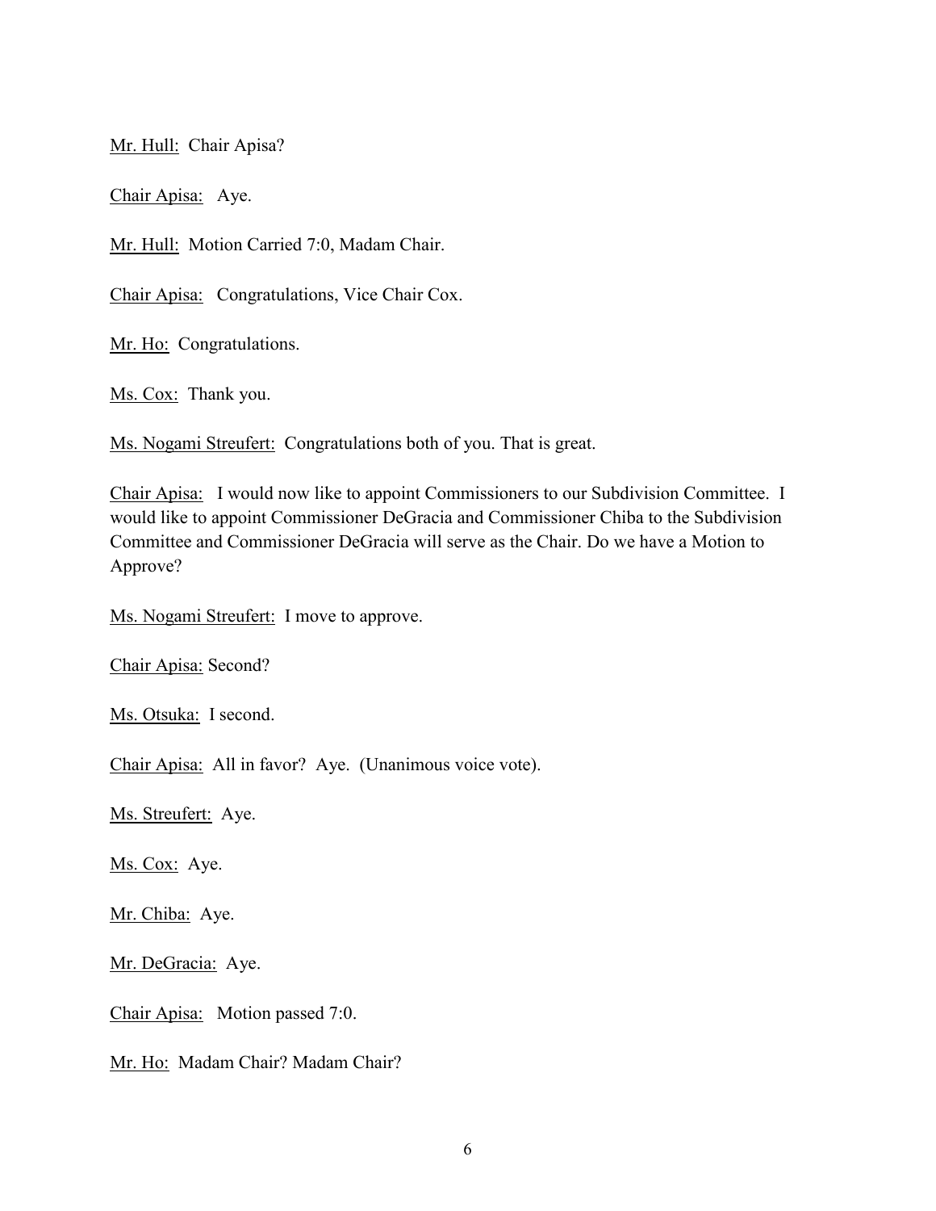Mr. Hull: Chair Apisa?

Chair Apisa: Aye.

Mr. Hull: Motion Carried 7:0, Madam Chair.

Chair Apisa: Congratulations, Vice Chair Cox.

Mr. Ho: Congratulations.

Ms. Cox: Thank you.

Ms. Nogami Streufert: Congratulations both of you. That is great.

Chair Apisa: I would now like to appoint Commissioners to our Subdivision Committee. I would like to appoint Commissioner DeGracia and Commissioner Chiba to the Subdivision Committee and Commissioner DeGracia will serve as the Chair. Do we have a Motion to Approve?

Ms. Nogami Streufert: I move to approve.

Chair Apisa: Second?

Ms. Otsuka: I second.

Chair Apisa: All in favor? Aye. (Unanimous voice vote).

Ms. Streufert: Aye.

Ms. Cox: Aye.

Mr. Chiba: Aye.

Mr. DeGracia: Aye.

Chair Apisa: Motion passed 7:0.

Mr. Ho: Madam Chair? Madam Chair?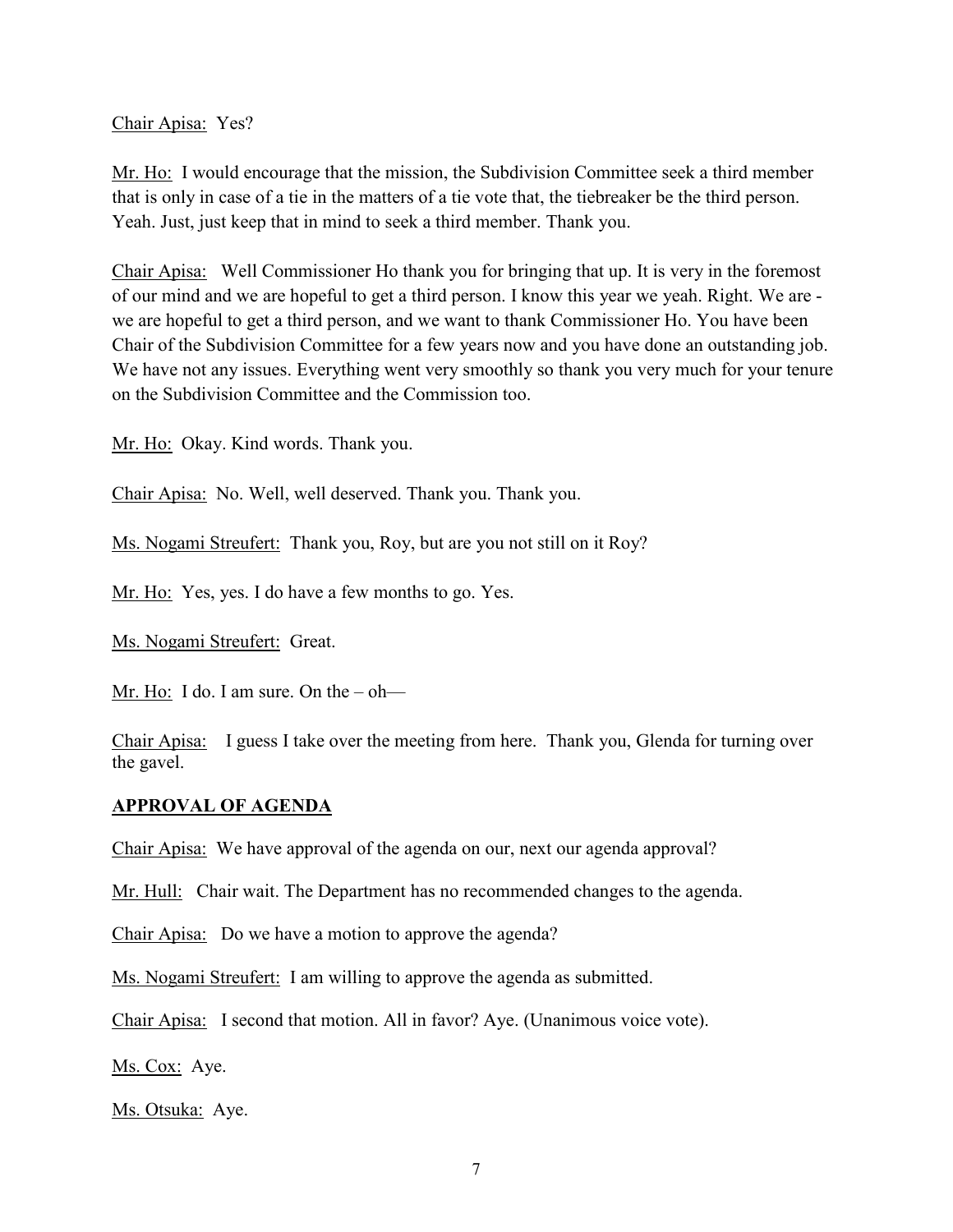Chair Apisa: Yes?

Mr. Ho: I would encourage that the mission, the Subdivision Committee seek a third member that is only in case of a tie in the matters of a tie vote that, the tiebreaker be the third person. Yeah. Just, just keep that in mind to seek a third member. Thank you.

Chair Apisa: Well Commissioner Ho thank you for bringing that up. It is very in the foremost of our mind and we are hopeful to get a third person. I know this year we yeah. Right. We are - we are hopeful to get a third person, and we want to thank Commissioner Ho. You have been Chair of the Subdivision Committee for a few years now and you have done an outstanding job. We have not any issues. Everything went very smoothly so thank you very much for your tenure on the Subdivision Committee and the Commission too.

Mr. Ho: Okay. Kind words. Thank you.

Chair Apisa: No. Well, well deserved. Thank you. Thank you.

Ms. Nogami Streufert: Thank you, Roy, but are you not still on it Roy?

Mr. Ho: Yes, yes. I do have a few months to go. Yes.

Ms. Nogami Streufert: Great.

Mr. Ho: I do. I am sure. On the – oh—

Chair Apisa: I guess I take over the meeting from here. Thank you, Glenda for turning over the gavel.

## APPROVAL OF AGENDA

Chair Apisa: We have approval of the agenda on our, next our agenda approval?

Mr. Hull: Chair wait. The Department has no recommended changes to the agenda.

Chair Apisa: Do we have a motion to approve the agenda?

Ms. Nogami Streufert: I am willing to approve the agenda as submitted.

Chair Apisa: I second that motion. All in favor? Aye. (Unanimous voice vote).

Ms. Cox: Aye.

Ms. Otsuka: Aye.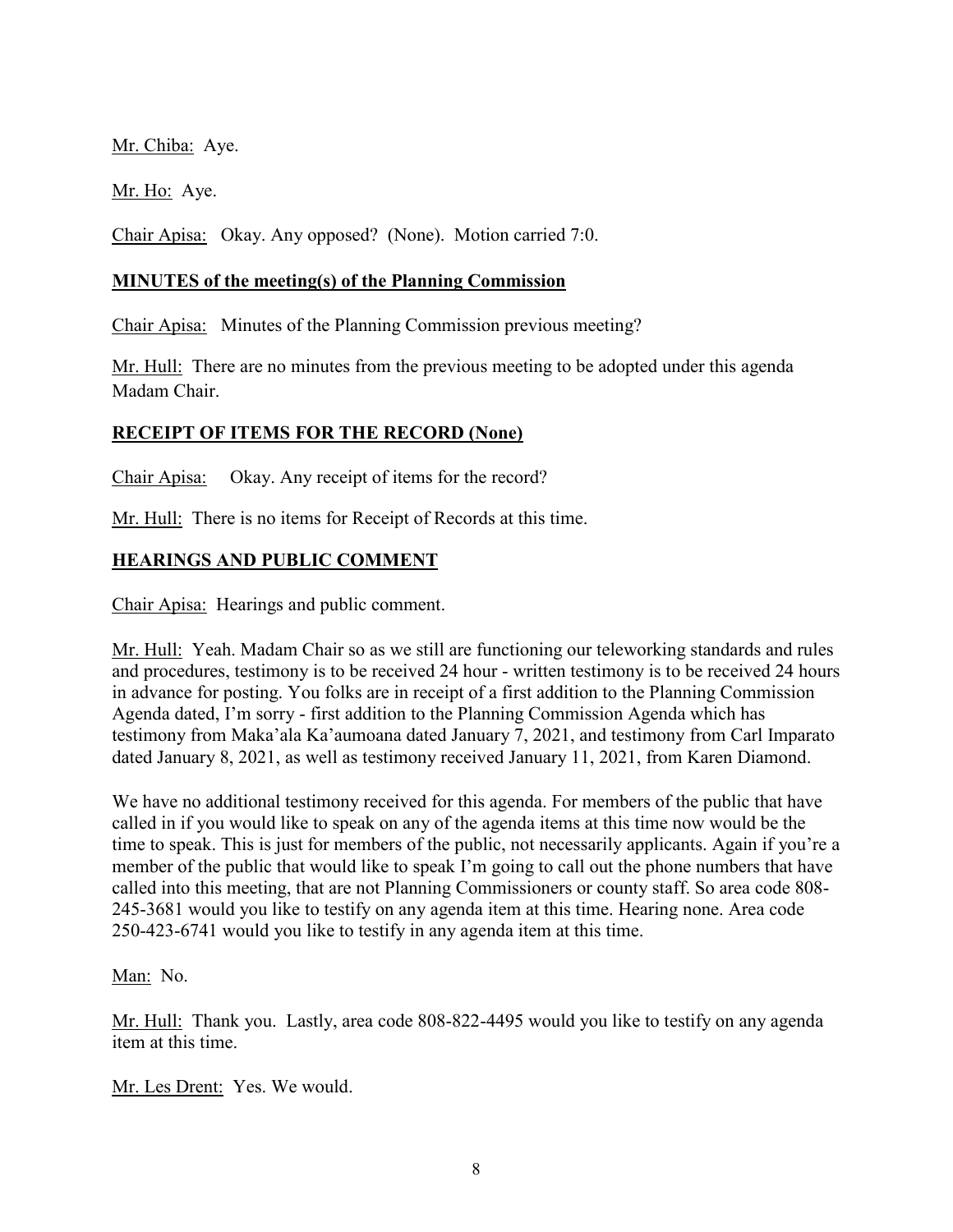Mr. Chiba: Aye.

Mr. Ho: Aye.

Chair Apisa: Okay. Any opposed? (None). Motion carried 7:0.

## MINUTES of the meeting(s) of the Planning Commission

Chair Apisa: Minutes of the Planning Commission previous meeting?

Mr. Hull: There are no minutes from the previous meeting to be adopted under this agenda Madam Chair.

## RECEIPT OF ITEMS FOR THE RECORD (None)

Chair Apisa: Okay. Any receipt of items for the record?

Mr. Hull: There is no items for Receipt of Records at this time.

## HEARINGS AND PUBLIC COMMENT

Chair Apisa: Hearings and public comment.

Mr. Hull: Yeah. Madam Chair so as we still are functioning our teleworking standards and rules and procedures, testimony is to be received 24 hour - written testimony is to be received 24 hours in advance for posting. You folks are in receipt of a first addition to the Planning Commission Agenda dated, I'm sorry - first addition to the Planning Commission Agenda which has testimony from Maka'ala Ka'aumoana dated January 7, 2021, and testimony from Carl Imparato dated January 8, 2021, as well as testimony received January 11, 2021, from Karen Diamond.

We have no additional testimony received for this agenda. For members of the public that have called in if you would like to speak on any of the agenda items at this time now would be the time to speak. This is just for members of the public, not necessarily applicants. Again if you're a member of the public that would like to speak I'm going to call out the phone numbers that have called into this meeting, that are not Planning Commissioners or county staff. So area code 808-245-3681 would you like to testify on any agenda item at this time. Hearing none. Area code 250-423-6741 would you like to testify in any agenda item at this time.

Man: No.

Mr. Hull: Thank you. Lastly, area code 808-822-4495 would you like to testify on any agenda item at this time.

Mr. Les Drent: Yes. We would.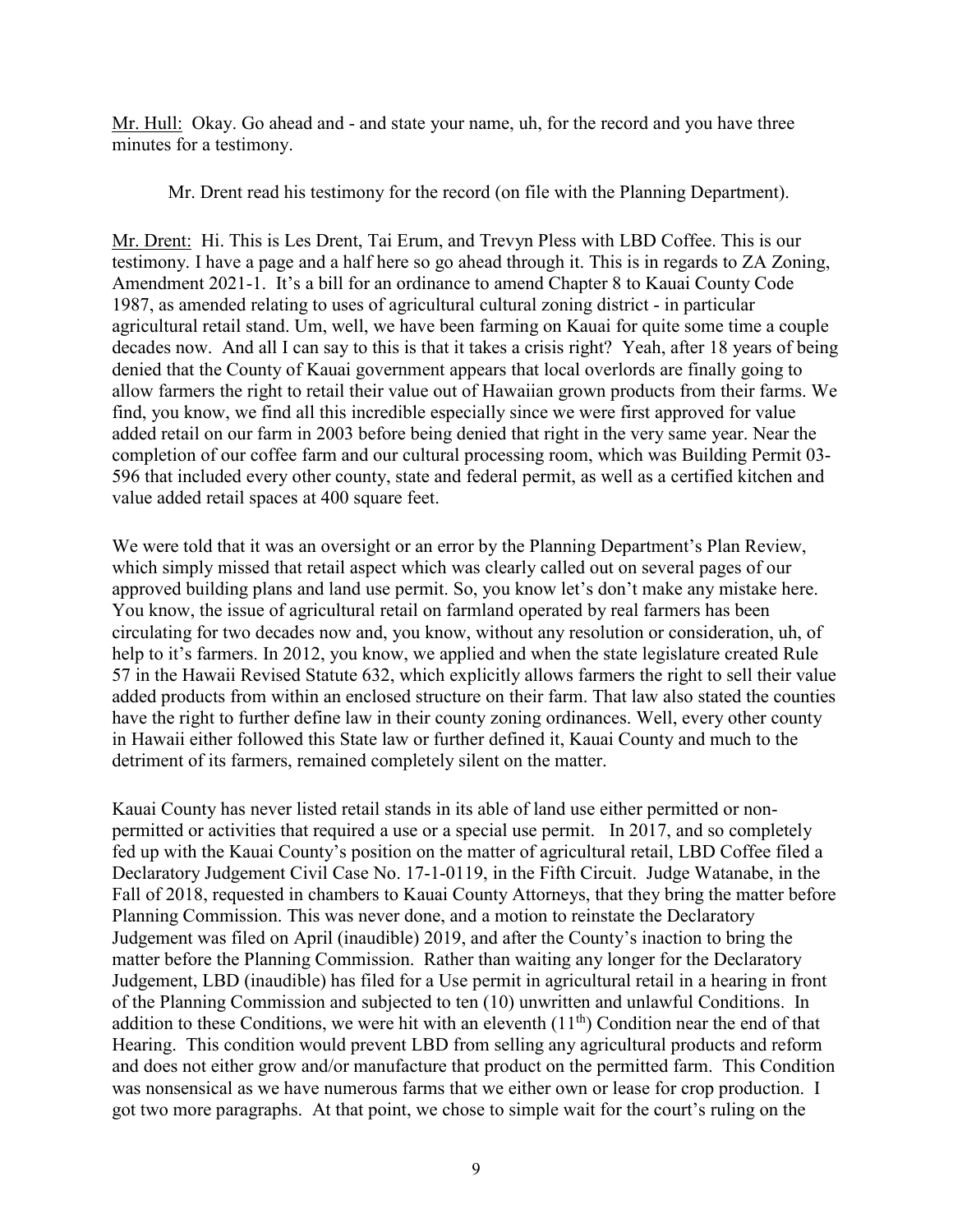Mr. Hull: Okay. Go ahead and - and state your name, uh, for the record and you have three minutes for a testimony.

Mr. Drent read his testimony for the record (on file with the Planning Department).

Mr. Drent: Hi. This is Les Drent, Tai Erum, and Trevyn Pless with LBD Coffee. This is our testimony. I have a page and a half here so go ahead through it. This is in regards to ZA Zoning, Amendment 2021-1. It's a bill for an ordinance to amend Chapter 8 to Kauai County Code 1987, as amended relating to uses of agricultural cultural zoning district - in particular agricultural retail stand. Um, well, we have been farming on Kauai for quite some time a couple decades now. And all I can say to this is that it takes a crisis right? Yeah, after 18 years of being denied that the County of Kauai government appears that local overlords are finally going to allow farmers the right to retail their value out of Hawaiian grown products from their farms. We find, you know, we find all this incredible especially since we were first approved for value added retail on our farm in 2003 before being denied that right in the very same year. Near the completion of our coffee farm and our cultural processing room, which was Building Permit 03-596 that included every other county, state and federal permit, as well as a certified kitchen and value added retail spaces at 400 square feet.

We were told that it was an oversight or an error by the Planning Department's Plan Review, which simply missed that retail aspect which was clearly called out on several pages of our approved building plans and land use permit. So, you know let's don't make any mistake here. You know, the issue of agricultural retail on farmland operated by real farmers has been circulating for two decades now and, you know, without any resolution or consideration, uh, of help to it's farmers. In 2012, you know, we applied and when the state legislature created Rule 57 in the Hawaii Revised Statute 632, which explicitly allows farmers the right to sell their value added products from within an enclosed structure on their farm. That law also stated the counties have the right to further define law in their county zoning ordinances. Well, every other county in Hawaii either followed this State law or further defined it, Kauai County and much to the detriment of its farmers, remained completely silent on the matter.

Kauai County has never listed retail stands in its able of land use either permitted or non-permitted or activities that required a use or a special use permit. In 2017, and so completely fed up with the Kauai County's position on the matter of agricultural retail, LBD Coffee filed a Declaratory Judgement Civil Case No. 17-1-0119, in the Fifth Circuit. Judge Watanabe, in the Fall of 2018, requested in chambers to Kauai County Attorneys, that they bring the matter before Planning Commission. This was never done, and a motion to reinstate the Declaratory Judgement was filed on April (inaudible) 2019, and after the County's inaction to bring the matter before the Planning Commission. Rather than waiting any longer for the Declaratory Judgement, LBD (inaudible) has filed for a Use permit in agricultural retail in a hearing in front of the Planning Commission and subjected to ten (10) unwritten and unlawful Conditions. In addition to these Conditions, we were hit with an eleventh (11th) Condition near the end of that Hearing. This condition would prevent LBD from selling any agricultural products and reform and does not either grow and/or manufacture that product on the permitted farm. This Condition was nonsensical as we have numerous farms that we either own or lease for crop production. I got two more paragraphs. At that point, we chose to simple wait for the court's ruling on the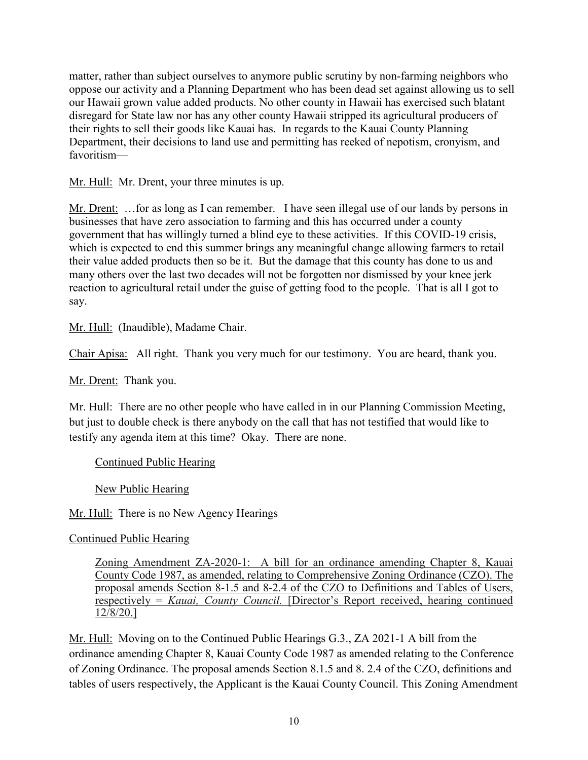matter, rather than subject ourselves to anymore public scrutiny by non-farming neighbors who oppose our activity and a Planning Department who has been dead set against allowing us to sell our Hawaii grown value added products. No other county in Hawaii has exercised such blatant disregard for State law nor has any other county Hawaii stripped its agricultural producers of their rights to sell their goods like Kauai has. In regards to the Kauai County Planning Department, their decisions to land use and permitting has reeked of nepotism, cronyism, and favoritism—

Mr. Hull: Mr. Drent, your three minutes is up.

Mr. Drent: …for as long as I can remember. I have seen illegal use of our lands by persons in businesses that have zero association to farming and this has occurred under a county government that has willingly turned a blind eye to these activities. If this COVID-19 crisis, which is expected to end this summer brings any meaningful change allowing farmers to retail their value added products then so be it. But the damage that this county has done to us and many others over the last two decades will not be forgotten nor dismissed by your knee jerk reaction to agricultural retail under the guise of getting food to the people. That is all I got to say.

Mr. Hull: (Inaudible), Madame Chair.

Chair Apisa: All right. Thank you very much for our testimony. You are heard, thank you.

Mr. Drent: Thank you.

Mr. Hull: There are no other people who have called in in our Planning Commission Meeting, but just to double check is there anybody on the call that has not testified that would like to testify any agenda item at this time? Okay. There are none.

Continued Public Hearing

New Public Hearing

Mr. Hull: There is no New Agency Hearings

Continued Public Hearing

Zoning Amendment ZA-2020-1: A bill for an ordinance amending Chapter 8, Kauai County Code 1987, as amended, relating to Comprehensive Zoning Ordinance (CZO). The proposal amends Section 8-1.5 and 8-2.4 of the CZO to Definitions and Tables of Users, respectively = *Kauai, County Council.* [Director's Report received, hearing continued 12/8/20.]

Mr. Hull: Moving on to the Continued Public Hearings G.3., ZA 2021-1 A bill from the ordinance amending Chapter 8, Kauai County Code 1987 as amended relating to the Conference of Zoning Ordinance. The proposal amends Section 8.1.5 and 8. 2.4 of the CZO, definitions and tables of users respectively, the Applicant is the Kauai County Council. This Zoning Amendment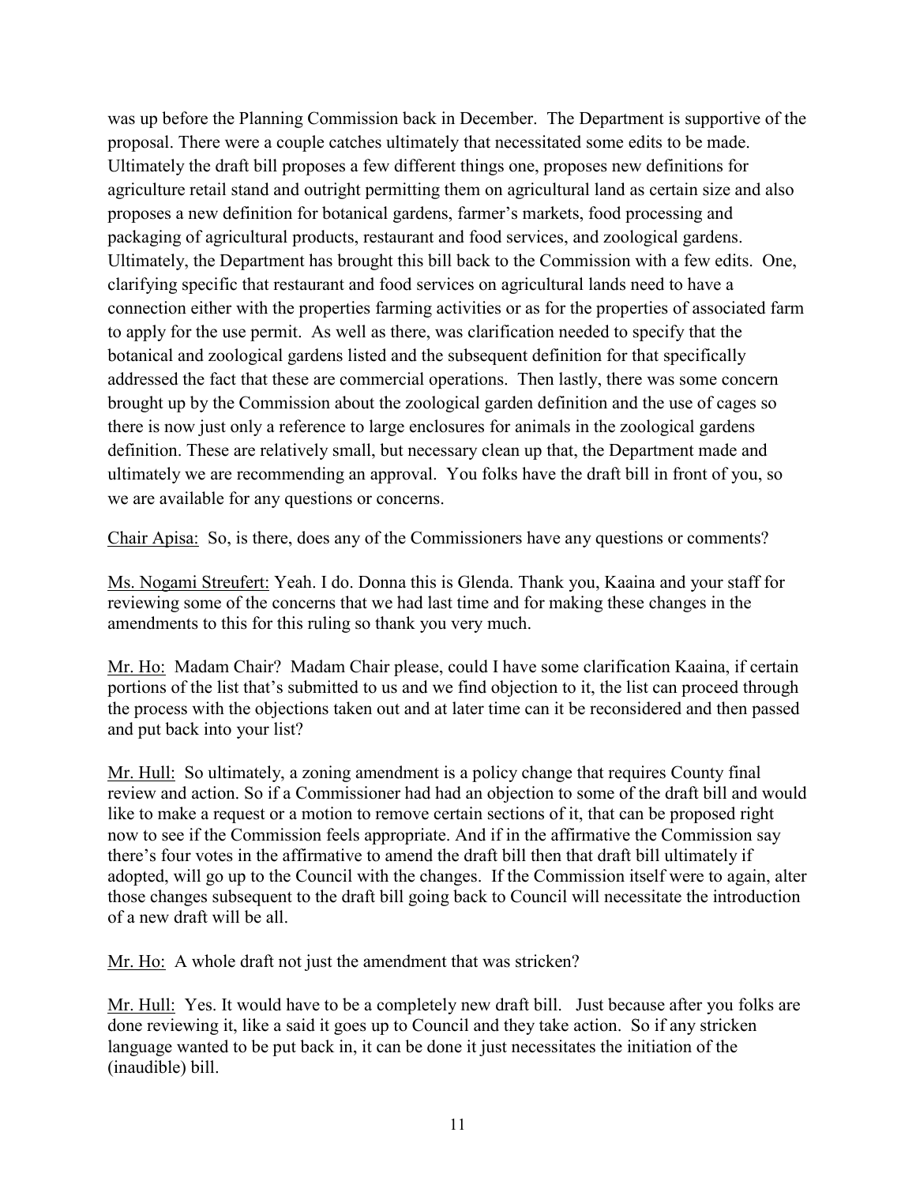was up before the Planning Commission back in December. The Department is supportive of the proposal. There were a couple catches ultimately that necessitated some edits to be made. Ultimately the draft bill proposes a few different things one, proposes new definitions for agriculture retail stand and outright permitting them on agricultural land as certain size and also proposes a new definition for botanical gardens, farmer's markets, food processing and packaging of agricultural products, restaurant and food services, and zoological gardens. Ultimately, the Department has brought this bill back to the Commission with a few edits. One, clarifying specific that restaurant and food services on agricultural lands need to have a connection either with the properties farming activities or as for the properties of associated farm to apply for the use permit. As well as there, was clarification needed to specify that the botanical and zoological gardens listed and the subsequent definition for that specifically addressed the fact that these are commercial operations. Then lastly, there was some concern brought up by the Commission about the zoological garden definition and the use of cages so there is now just only a reference to large enclosures for animals in the zoological gardens definition. These are relatively small, but necessary clean up that, the Department made and ultimately we are recommending an approval. You folks have the draft bill in front of you, so we are available for any questions or concerns.

<u>Chair Apisa:</u> So, is there, does any of the Commissioners have any questions or comments?

<u>Ms. Nogami Streufert:</u> Yeah. I do. Donna this is Glenda. Thank you, Kaaina and your staff for reviewing some of the concerns that we had last time and for making these changes in the amendments to this for this ruling so thank you very much.

<u>Mr. Ho:</u> Madam Chair? Madam Chair please, could I have some clarification Kaaina, if certain portions of the list that's submitted to us and we find objection to it, the list can proceed through the process with the objections taken out and at later time can it be reconsidered and then passed and put back into your list?

<u>Mr. Hull:</u> So ultimately, a zoning amendment is a policy change that requires County final review and action. So if a Commissioner had had an objection to some of the draft bill and would like to make a request or a motion to remove certain sections of it, that can be proposed right now to see if the Commission feels appropriate. And if in the affirmative the Commission say there's four votes in the affirmative to amend the draft bill then that draft bill ultimately if adopted, will go up to the Council with the changes. If the Commission itself were to again, alter those changes subsequent to the draft bill going back to Council will necessitate the introduction of a new draft will be all.

<u>Mr. Ho:</u> A whole draft not just the amendment that was stricken?

<u>Mr. Hull:</u> Yes. It would have to be a completely new draft bill. Just because after you folks are done reviewing it, like a said it goes up to Council and they take action. So if any stricken language wanted to be put back in, it can be done it just necessitates the initiation of the (inaudible) bill.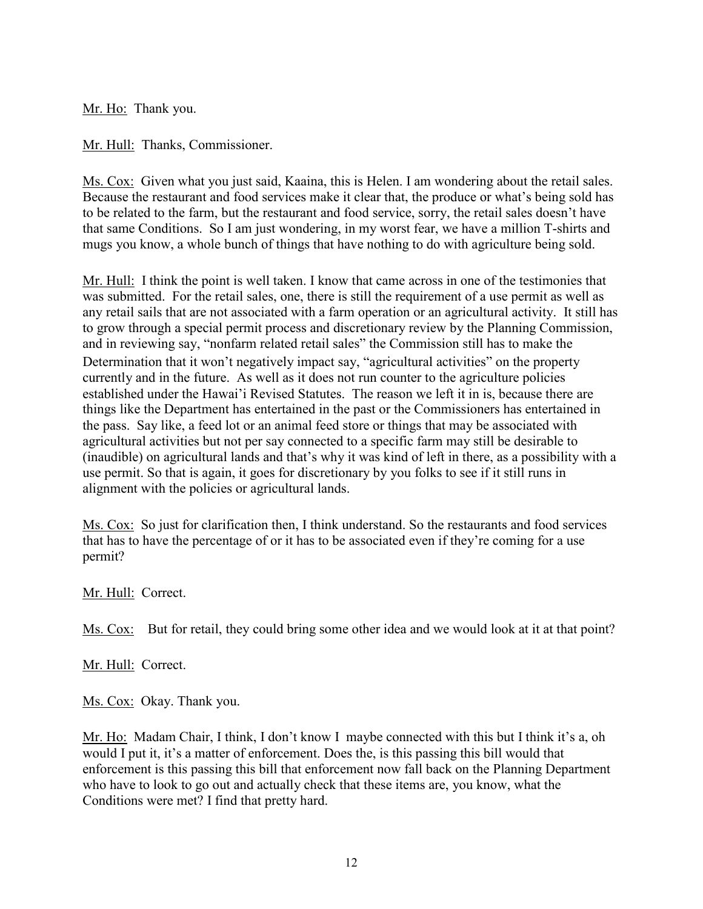Mr. Ho: Thank you.

Mr. Hull: Thanks, Commissioner.

Ms. Cox: Given what you just said, Kaaina, this is Helen. I am wondering about the retail sales. Because the restaurant and food services make it clear that, the produce or what's being sold has to be related to the farm, but the restaurant and food service, sorry, the retail sales doesn't have that same Conditions. So I am just wondering, in my worst fear, we have a million T-shirts and mugs you know, a whole bunch of things that have nothing to do with agriculture being sold.

Mr. Hull: I think the point is well taken. I know that came across in one of the testimonies that was submitted. For the retail sales, one, there is still the requirement of a use permit as well as any retail sails that are not associated with a farm operation or an agricultural activity. It still has to grow through a special permit process and discretionary review by the Planning Commission, and in reviewing say, "nonfarm related retail sales" the Commission still has to make the Determination that it won't negatively impact say, "agricultural activities" on the property currently and in the future. As well as it does not run counter to the agriculture policies established under the Hawai'i Revised Statutes. The reason we left it in is, because there are things like the Department has entertained in the past or the Commissioners has entertained in the pass. Say like, a feed lot or an animal feed store or things that may be associated with agricultural activities but not per say connected to a specific farm may still be desirable to (inaudible) on agricultural lands and that's why it was kind of left in there, as a possibility with a use permit. So that is again, it goes for discretionary by you folks to see if it still runs in alignment with the policies or agricultural lands.

Ms. Cox: So just for clarification then, I think understand. So the restaurants and food services that has to have the percentage of or it has to be associated even if they're coming for a use permit?

Mr. Hull: Correct.

Ms. Cox: But for retail, they could bring some other idea and we would look at it at that point?

Mr. Hull: Correct.

Ms. Cox: Okay. Thank you.

Mr. Ho: Madam Chair, I think, I don't know I maybe connected with this but I think it's a, oh would I put it, it's a matter of enforcement. Does the, is this passing this bill would that enforcement is this passing this bill that enforcement now fall back on the Planning Department who have to look to go out and actually check that these items are, you know, what the Conditions were met? I find that pretty hard.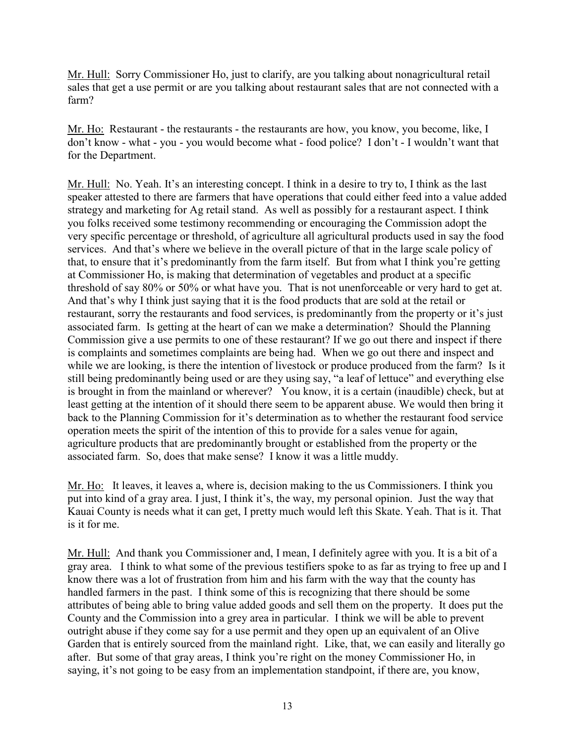Mr. Hull: Sorry Commissioner Ho, just to clarify, are you talking about nonagricultural retail sales that get a use permit or are you talking about restaurant sales that are not connected with a farm?

Mr. Ho: Restaurant - the restaurants - the restaurants are how, you know, you become, like, I don't know - what - you - you would become what - food police? I don't - I wouldn't want that for the Department.

Mr. Hull: No. Yeah. It's an interesting concept. I think in a desire to try to, I think as the last speaker attested to there are farmers that have operations that could either feed into a value added strategy and marketing for Ag retail stand. As well as possibly for a restaurant aspect. I think you folks received some testimony recommending or encouraging the Commission adopt the very specific percentage or threshold, of agriculture all agricultural products used in say the food services. And that's where we believe in the overall picture of that in the large scale policy of that, to ensure that it's predominantly from the farm itself. But from what I think you're getting at Commissioner Ho, is making that determination of vegetables and product at a specific threshold of say 80% or 50% or what have you. That is not unenforceable or very hard to get at. And that's why I think just saying that it is the food products that are sold at the retail or restaurant, sorry the restaurants and food services, is predominantly from the property or it's just associated farm. Is getting at the heart of can we make a determination? Should the Planning Commission give a use permits to one of these restaurant? If we go out there and inspect if there is complaints and sometimes complaints are being had. When we go out there and inspect and while we are looking, is there the intention of livestock or produce produced from the farm? Is it still being predominantly being used or are they using say, "a leaf of lettuce" and everything else is brought in from the mainland or wherever? You know, it is a certain (inaudible) check, but at least getting at the intention of it should there seem to be apparent abuse. We would then bring it back to the Planning Commission for it's determination as to whether the restaurant food service operation meets the spirit of the intention of this to provide for a sales venue for again, agriculture products that are predominantly brought or established from the property or the associated farm. So, does that make sense? I know it was a little muddy.

Mr. Ho: It leaves, it leaves a, where is, decision making to the us Commissioners. I think you put into kind of a gray area. I just, I think it's, the way, my personal opinion. Just the way that Kauai County is needs what it can get, I pretty much would left this Skate. Yeah. That is it. That is it for me.

Mr. Hull: And thank you Commissioner and, I mean, I definitely agree with you. It is a bit of a gray area. I think to what some of the previous testifiers spoke to as far as trying to free up and I know there was a lot of frustration from him and his farm with the way that the county has handled farmers in the past. I think some of this is recognizing that there should be some attributes of being able to bring value added goods and sell them on the property. It does put the County and the Commission into a grey area in particular. I think we will be able to prevent outright abuse if they come say for a use permit and they open up an equivalent of an Olive Garden that is entirely sourced from the mainland right. Like, that, we can easily and literally go after. But some of that gray areas, I think you're right on the money Commissioner Ho, in saying, it's not going to be easy from an implementation standpoint, if there are, you know,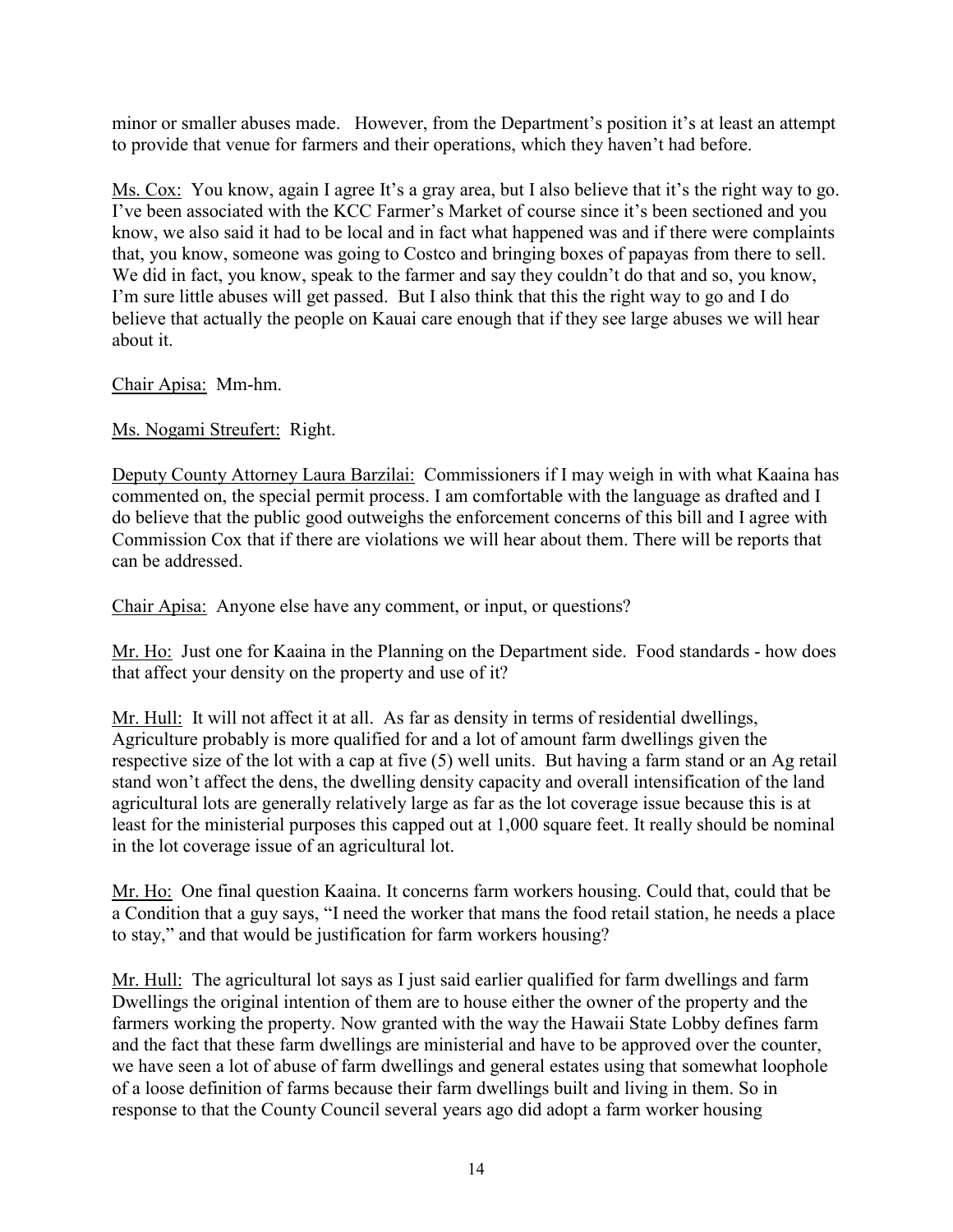minor or smaller abuses made. However, from the Department's position it's at least an attempt to provide that venue for farmers and their operations, which they haven't had before.

Ms. Cox: You know, again I agree It's a gray area, but I also believe that it's the right way to go. I've been associated with the KCC Farmer's Market of course since it's been sectioned and you know, we also said it had to be local and in fact what happened was and if there were complaints that, you know, someone was going to Costco and bringing boxes of papayas from there to sell. We did in fact, you know, speak to the farmer and say they couldn't do that and so, you know, I'm sure little abuses will get passed. But I also think that this the right way to go and I do believe that actually the people on Kauai care enough that if they see large abuses we will hear about it.

Chair Apisa: Mm-hm.

Ms. Nogami Streufert: Right.

Deputy County Attorney Laura Barzilai: Commissioners if I may weigh in with what Kaaina has commented on, the special permit process. I am comfortable with the language as drafted and I do believe that the public good outweighs the enforcement concerns of this bill and I agree with Commission Cox that if there are violations we will hear about them. There will be reports that can be addressed.

Chair Apisa: Anyone else have any comment, or input, or questions?

Mr. Ho: Just one for Kaaina in the Planning on the Department side. Food standards - how does that affect your density on the property and use of it?

Mr. Hull: It will not affect it at all. As far as density in terms of residential dwellings, Agriculture probably is more qualified for and a lot of amount farm dwellings given the respective size of the lot with a cap at five (5) well units. But having a farm stand or an Ag retail stand won't affect the dens, the dwelling density capacity and overall intensification of the land agricultural lots are generally relatively large as far as the lot coverage issue because this is at least for the ministerial purposes this capped out at 1,000 square feet. It really should be nominal in the lot coverage issue of an agricultural lot.

Mr. Ho: One final question Kaaina. It concerns farm workers housing. Could that, could that be a Condition that a guy says, "I need the worker that mans the food retail station, he needs a place to stay," and that would be justification for farm workers housing?

Mr. Hull: The agricultural lot says as I just said earlier qualified for farm dwellings and farm Dwellings the original intention of them are to house either the owner of the property and the farmers working the property. Now granted with the way the Hawaii State Lobby defines farm and the fact that these farm dwellings are ministerial and have to be approved over the counter, we have seen a lot of abuse of farm dwellings and general estates using that somewhat loophole of a loose definition of farms because their farm dwellings built and living in them. So in response to that the County Council several years ago did adopt a farm worker housing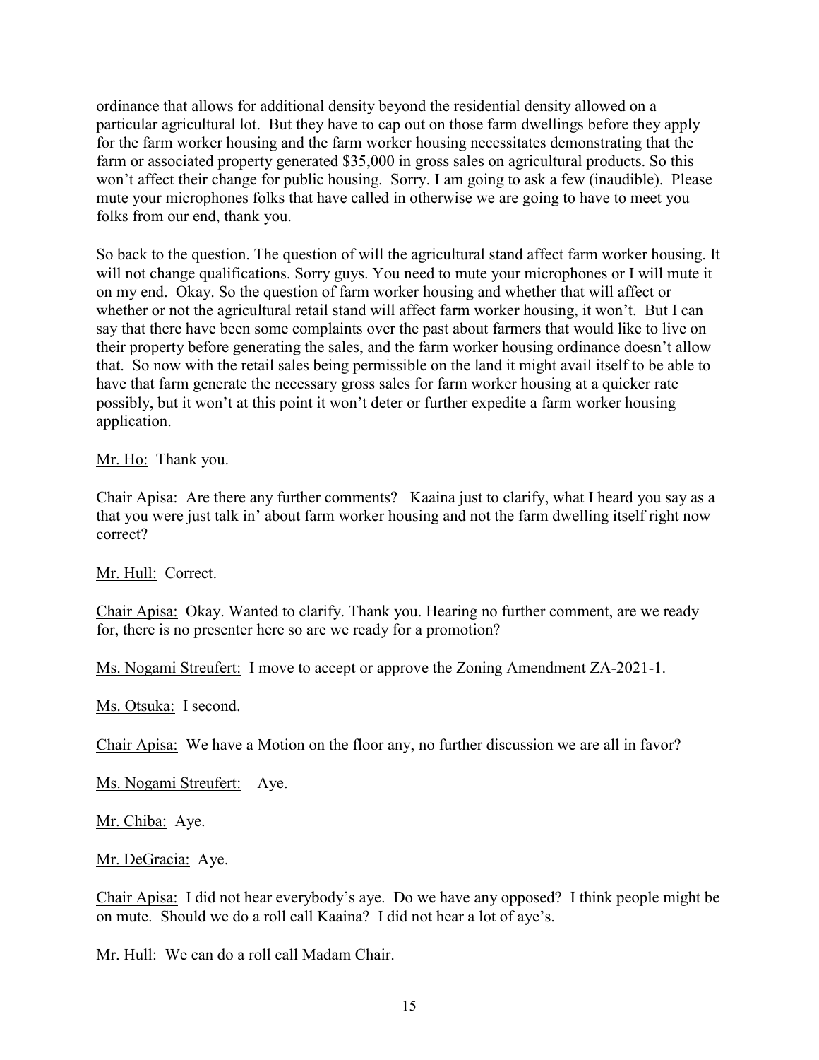ordinance that allows for additional density beyond the residential density allowed on a particular agricultural lot. But they have to cap out on those farm dwellings before they apply for the farm worker housing and the farm worker housing necessitates demonstrating that the farm or associated property generated $35,000 in gross sales on agricultural products. So this won't affect their change for public housing. Sorry. I am going to ask a few (inaudible). Please mute your microphones folks that have called in otherwise we are going to have to meet you folks from our end, thank you.

So back to the question. The question of will the agricultural stand affect farm worker housing. It will not change qualifications. Sorry guys. You need to mute your microphones or I will mute it on my end. Okay. So the question of farm worker housing and whether that will affect or whether or not the agricultural retail stand will affect farm worker housing, it won't. But I can say that there have been some complaints over the past about farmers that would like to live on their property before generating the sales, and the farm worker housing ordinance doesn't allow that. So now with the retail sales being permissible on the land it might avail itself to be able to have that farm generate the necessary gross sales for farm worker housing at a quicker rate possibly, but it won't at this point it won't deter or further expedite a farm worker housing application.

<u>Mr. Ho:</u> Thank you.

<u>Chair Apisa:</u> Are there any further comments? Kaaina just to clarify, what I heard you say as a that you were just talk in' about farm worker housing and not the farm dwelling itself right now correct?

<u>Mr. Hull:</u> Correct.

<u>Chair Apisa:</u> Okay. Wanted to clarify. Thank you. Hearing no further comment, are we ready for, there is no presenter here so are we ready for a promotion?

<u>Ms. Nogami Streufert:</u> I move to accept or approve the Zoning Amendment ZA-2021-1.

<u>Ms. Otsuka:</u> I second.

<u>Chair Apisa:</u> We have a Motion on the floor any, no further discussion we are all in favor?

<u>Ms. Nogami Streufert:</u> Aye.

<u>Mr. Chiba:</u> Aye.

<u>Mr. DeGracia:</u> Aye.

<u>Chair Apisa:</u> I did not hear everybody's aye. Do we have any opposed? I think people might be on mute. Should we do a roll call Kaaina? I did not hear a lot of aye's.

<u>Mr. Hull:</u> We can do a roll call Madam Chair.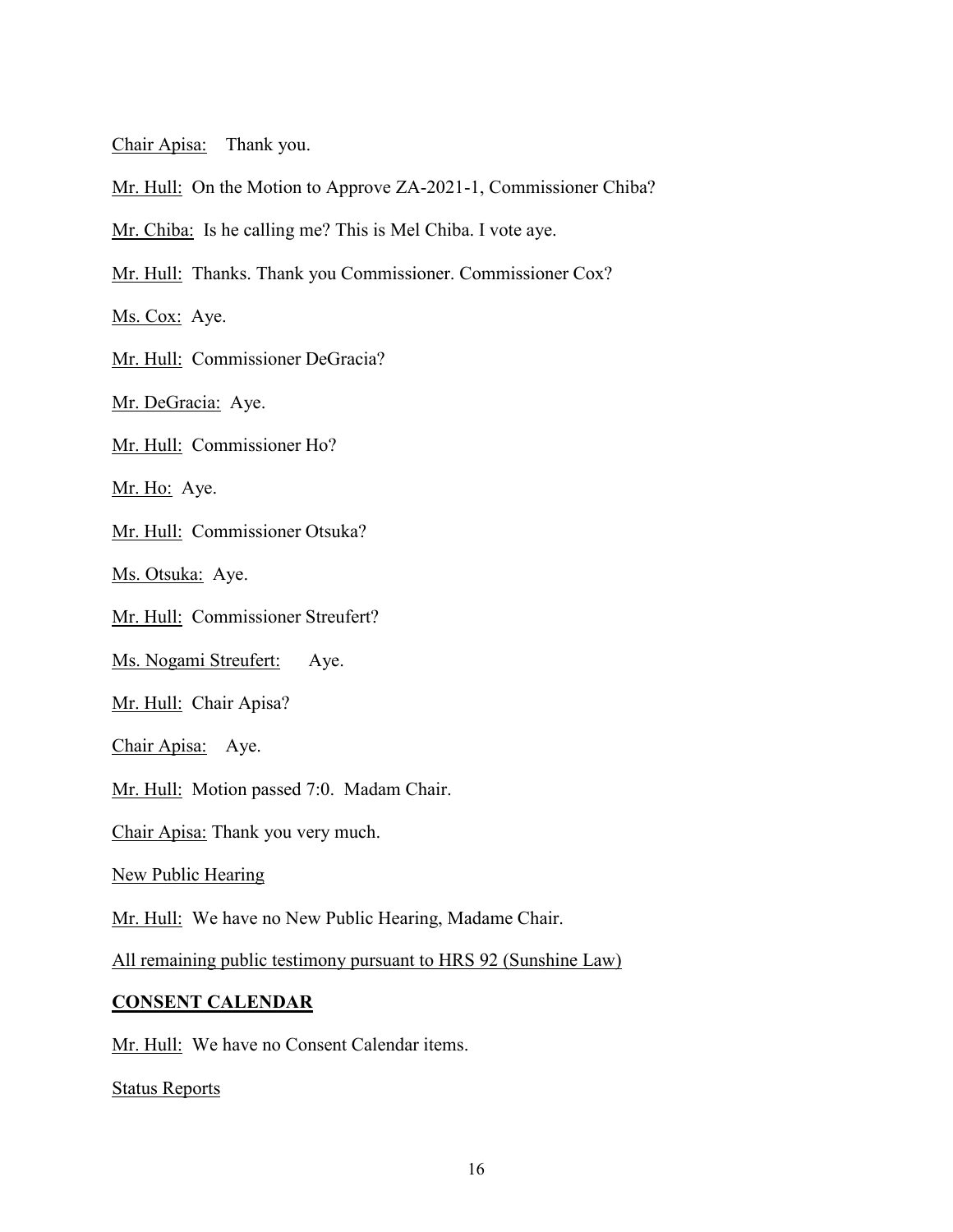Chair Apisa: Thank you.

Mr. Hull: On the Motion to Approve ZA-2021-1, Commissioner Chiba?

Mr. Chiba: Is he calling me? This is Mel Chiba. I vote aye.

Mr. Hull: Thanks. Thank you Commissioner. Commissioner Cox?

Ms. Cox: Aye.

Mr. Hull: Commissioner DeGracia?

Mr. DeGracia: Aye.

Mr. Hull: Commissioner Ho?

Mr. Ho: Aye.

Mr. Hull: Commissioner Otsuka?

Ms. Otsuka: Aye.

Mr. Hull: Commissioner Streufert?

Ms. Nogami Streufert: Aye.

Mr. Hull: Chair Apisa?

Chair Apisa: Aye.

Mr. Hull: Motion passed 7:0. Madam Chair.

Chair Apisa: Thank you very much.

New Public Hearing

Mr. Hull: We have no New Public Hearing, Madame Chair.

All remaining public testimony pursuant to HRS 92 (Sunshine Law)

**CONSENT CALENDAR**

Mr. Hull: We have no Consent Calendar items.

Status Reports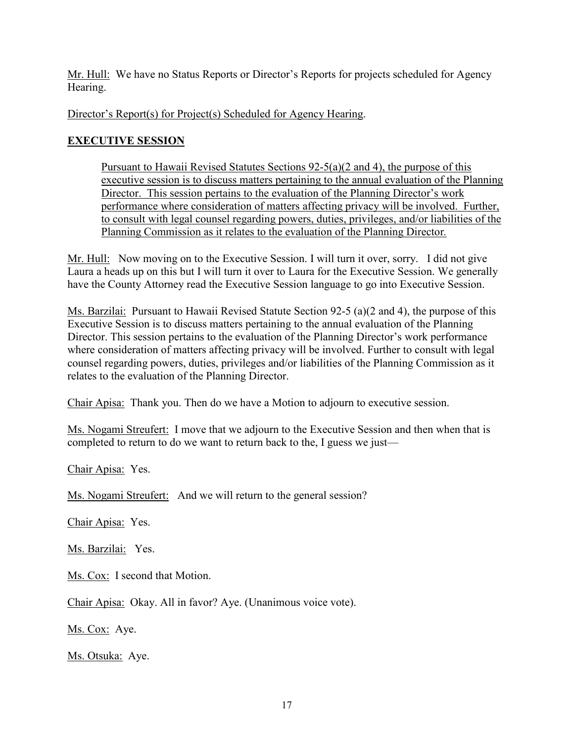Mr. Hull: We have no Status Reports or Director's Reports for projects scheduled for Agency Hearing.

Director's Report(s) for Project(s) Scheduled for Agency Hearing.

## EXECUTIVE SESSION

> Pursuant to Hawaii Revised Statutes Sections 92-5(a)(2 and 4), the purpose of this executive session is to discuss matters pertaining to the annual evaluation of the Planning Director. This session pertains to the evaluation of the Planning Director's work performance where consideration of matters affecting privacy will be involved. Further, to consult with legal counsel regarding powers, duties, privileges, and/or liabilities of the Planning Commission as it relates to the evaluation of the Planning Director.

Mr. Hull: Now moving on to the Executive Session. I will turn it over, sorry. I did not give Laura a heads up on this but I will turn it over to Laura for the Executive Session. We generally have the County Attorney read the Executive Session language to go into Executive Session.

Ms. Barzilai: Pursuant to Hawaii Revised Statute Section 92-5 (a)(2 and 4), the purpose of this Executive Session is to discuss matters pertaining to the annual evaluation of the Planning Director. This session pertains to the evaluation of the Planning Director's work performance where consideration of matters affecting privacy will be involved. Further to consult with legal counsel regarding powers, duties, privileges and/or liabilities of the Planning Commission as it relates to the evaluation of the Planning Director.

Chair Apisa: Thank you. Then do we have a Motion to adjourn to executive session.

Ms. Nogami Streufert: I move that we adjourn to the Executive Session and then when that is completed to return to do we want to return back to the, I guess we just—

Chair Apisa: Yes.

Ms. Nogami Streufert: And we will return to the general session?

Chair Apisa: Yes.

Ms. Barzilai: Yes.

Ms. Cox: I second that Motion.

Chair Apisa: Okay. All in favor? Aye. (Unanimous voice vote).

Ms. Cox: Aye.

Ms. Otsuka: Aye.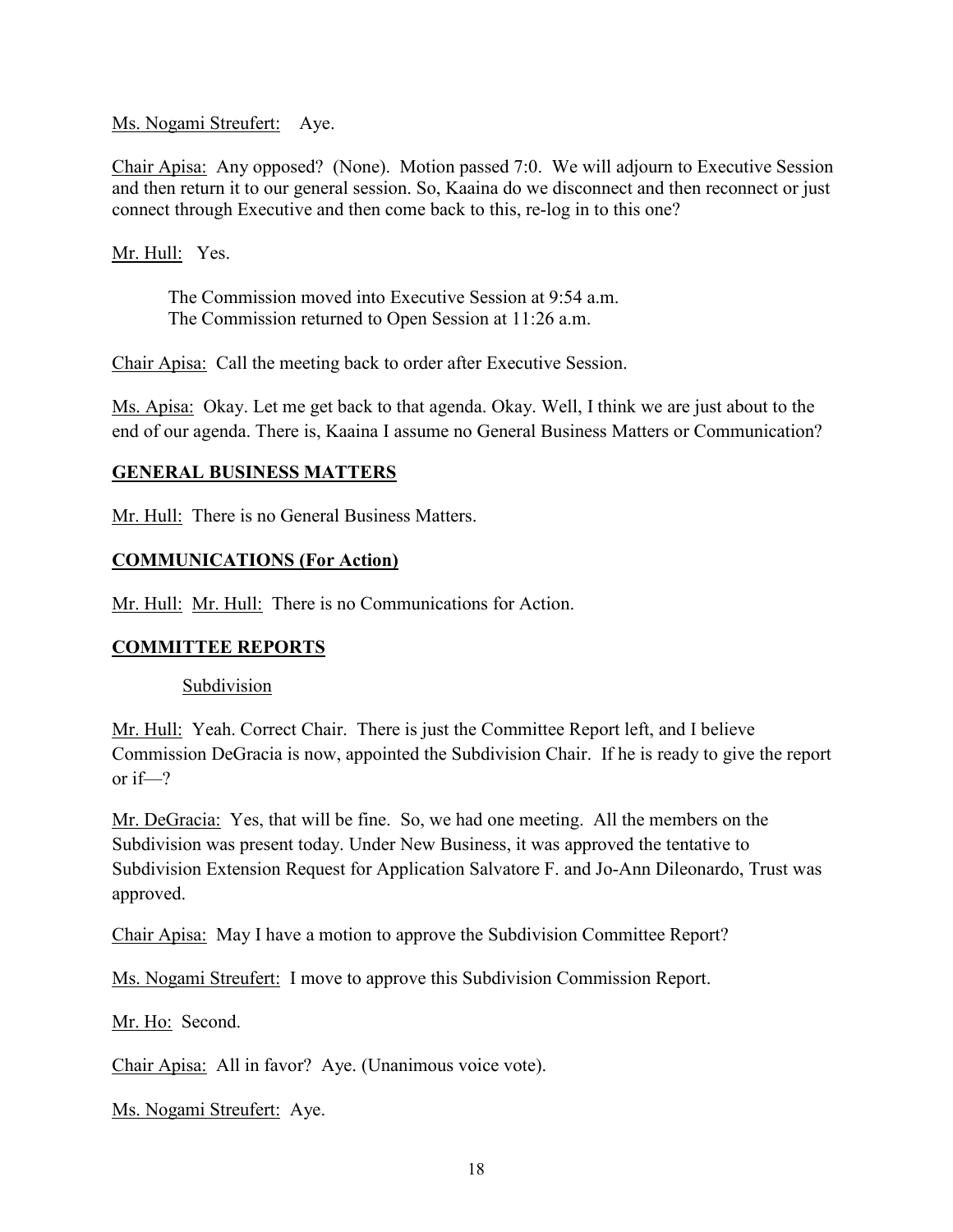Ms. Nogami Streufert: Aye.

Chair Apisa: Any opposed? (None). Motion passed 7:0. We will adjourn to Executive Session and then return it to our general session. So, Kaaina do we disconnect and then reconnect or just connect through Executive and then come back to this, re-log in to this one?

Mr. Hull: Yes.

> The Commission moved into Executive Session at 9:54 a.m.
> The Commission returned to Open Session at 11:26 a.m.

Chair Apisa: Call the meeting back to order after Executive Session.

Ms. Apisa: Okay. Let me get back to that agenda. Okay. Well, I think we are just about to the end of our agenda. There is, Kaaina I assume no General Business Matters or Communication?

## GENERAL BUSINESS MATTERS

Mr. Hull: There is no General Business Matters.

## COMMUNICATIONS (For Action)

Mr. Hull: Mr. Hull: There is no Communications for Action.

## COMMITTEE REPORTS

### Subdivision

Mr. Hull: Yeah. Correct Chair. There is just the Committee Report left, and I believe Commission DeGracia is now, appointed the Subdivision Chair. If he is ready to give the report or if—?

Mr. DeGracia: Yes, that will be fine. So, we had one meeting. All the members on the Subdivision was present today. Under New Business, it was approved the tentative to Subdivision Extension Request for Application Salvatore F. and Jo-Ann Dileonardo, Trust was approved.

Chair Apisa: May I have a motion to approve the Subdivision Committee Report?

Ms. Nogami Streufert: I move to approve this Subdivision Commission Report.

Mr. Ho: Second.

Chair Apisa: All in favor? Aye. (Unanimous voice vote).

Ms. Nogami Streufert: Aye.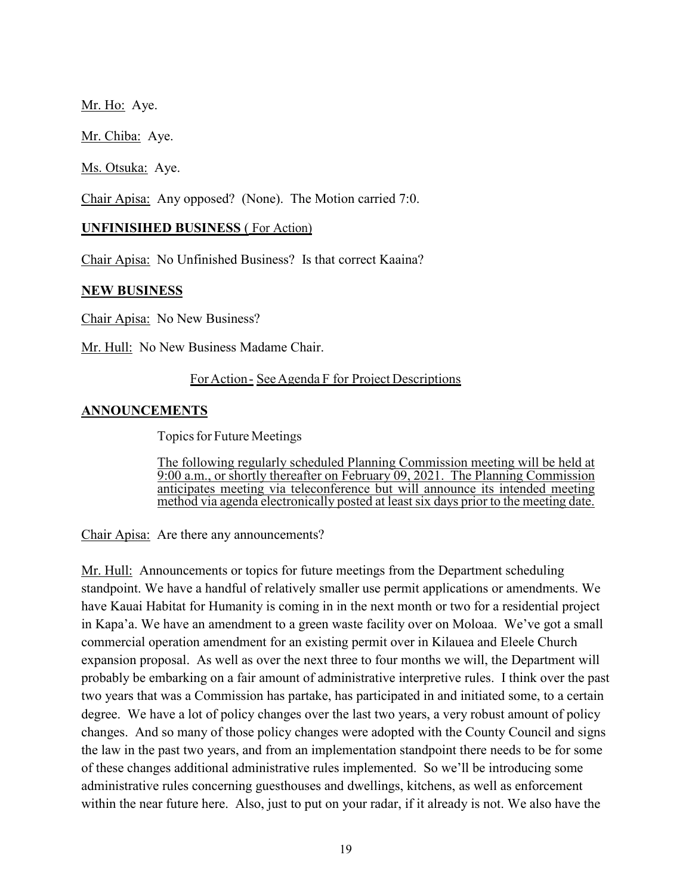Mr. Ho: Aye.

Mr. Chiba: Aye.

Ms. Otsuka: Aye.

Chair Apisa: Any opposed? (None). The Motion carried 7:0.

**UNFINISIHED BUSINESS** ( For Action)

Chair Apisa: No Unfinished Business? Is that correct Kaaina?

**NEW BUSINESS**

Chair Apisa: No New Business?

Mr. Hull: No New Business Madame Chair.

For Action - See Agenda F for Project Descriptions

**ANNOUNCEMENTS**

Topics for Future Meetings

The following regularly scheduled Planning Commission meeting will be held at 9:00 a.m., or shortly thereafter on February 09, 2021. The Planning Commission anticipates meeting via teleconference but will announce its intended meeting method via agenda electronically posted at least six days prior to the meeting date.

Chair Apisa: Are there any announcements?

Mr. Hull: Announcements or topics for future meetings from the Department scheduling standpoint. We have a handful of relatively smaller use permit applications or amendments. We have Kauai Habitat for Humanity is coming in in the next month or two for a residential project in Kapa'a. We have an amendment to a green waste facility over on Moloaa. We've got a small commercial operation amendment for an existing permit over in Kilauea and Eleele Church expansion proposal. As well as over the next three to four months we will, the Department will probably be embarking on a fair amount of administrative interpretive rules. I think over the past two years that was a Commission has partake, has participated in and initiated some, to a certain degree. We have a lot of policy changes over the last two years, a very robust amount of policy changes. And so many of those policy changes were adopted with the County Council and signs the law in the past two years, and from an implementation standpoint there needs to be for some of these changes additional administrative rules implemented. So we'll be introducing some administrative rules concerning guesthouses and dwellings, kitchens, as well as enforcement within the near future here. Also, just to put on your radar, if it already is not. We also have the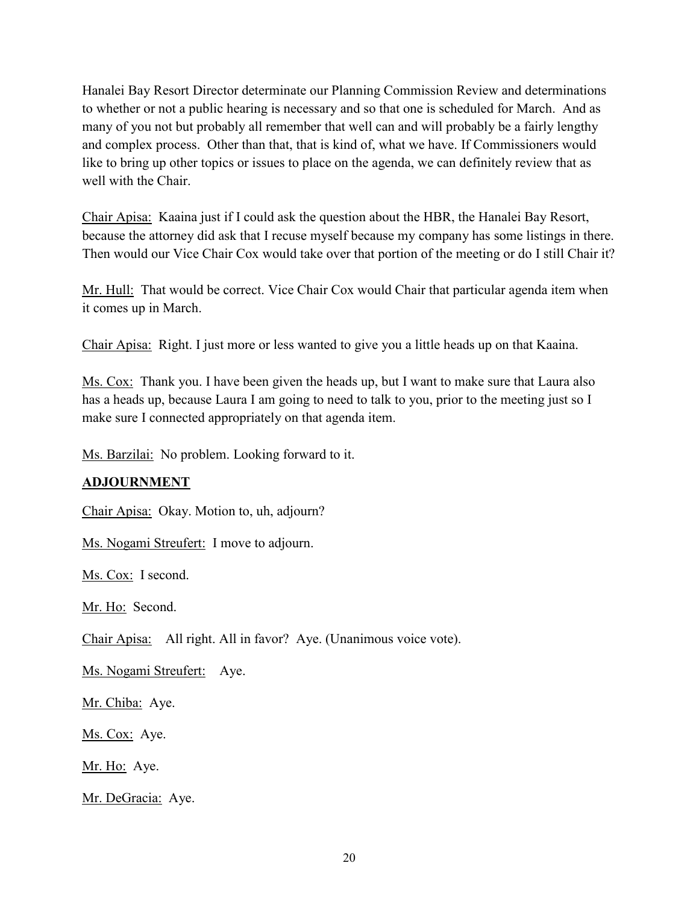Hanalei Bay Resort Director determinate our Planning Commission Review and determinations to whether or not a public hearing is necessary and so that one is scheduled for March. And as many of you not but probably all remember that well can and will probably be a fairly lengthy and complex process. Other than that, that is kind of, what we have. If Commissioners would like to bring up other topics or issues to place on the agenda, we can definitely review that as well with the Chair.

Chair Apisa: Kaaina just if I could ask the question about the HBR, the Hanalei Bay Resort, because the attorney did ask that I recuse myself because my company has some listings in there. Then would our Vice Chair Cox would take over that portion of the meeting or do I still Chair it?

Mr. Hull: That would be correct. Vice Chair Cox would Chair that particular agenda item when it comes up in March.

Chair Apisa: Right. I just more or less wanted to give you a little heads up on that Kaaina.

Ms. Cox: Thank you. I have been given the heads up, but I want to make sure that Laura also has a heads up, because Laura I am going to need to talk to you, prior to the meeting just so I make sure I connected appropriately on that agenda item.

Ms. Barzilai: No problem. Looking forward to it.

**ADJOURNMENT**

Chair Apisa: Okay. Motion to, uh, adjourn?

Ms. Nogami Streufert: I move to adjourn.

Ms. Cox: I second.

Mr. Ho: Second.

Chair Apisa: All right. All in favor? Aye. (Unanimous voice vote).

Ms. Nogami Streufert: Aye.

Mr. Chiba: Aye.

Ms. Cox: Aye.

Mr. Ho: Aye.

Mr. DeGracia: Aye.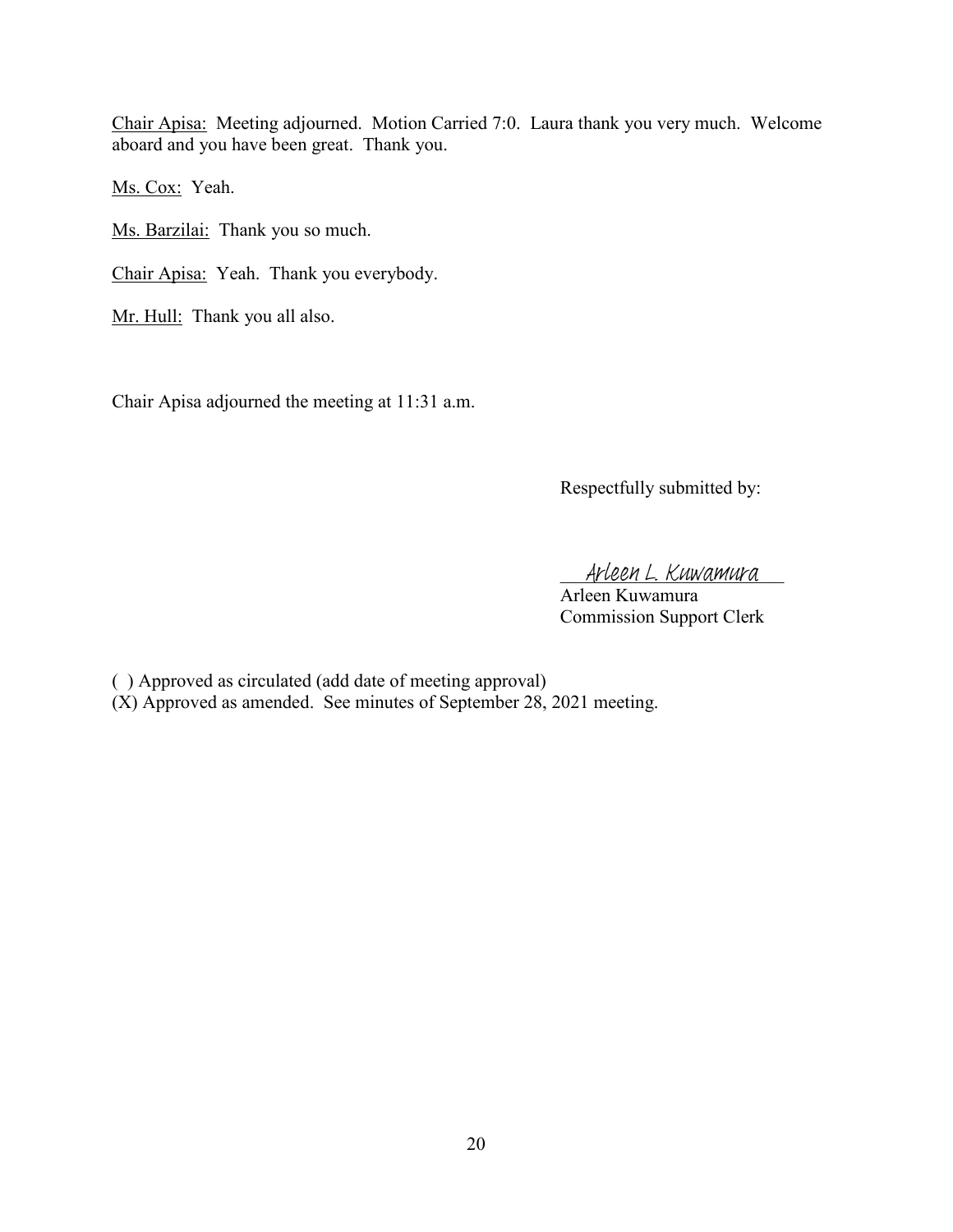Chair Apisa: Meeting adjourned. Motion Carried 7:0. Laura thank you very much. Welcome aboard and you have been great. Thank you.

Ms. Cox: Yeah.

Ms. Barzilai: Thank you so much.

Chair Apisa: Yeah. Thank you everybody.

Mr. Hull: Thank you all also.

Chair Apisa adjourned the meeting at 11:31 a.m.

Respectfully submitted by:

Arleen L. Kuwamura
Arleen Kuwamura
Commission Support Clerk

( ) Approved as circulated (add date of meeting approval)
(X) Approved as amended. See minutes of September 28, 2021 meeting.